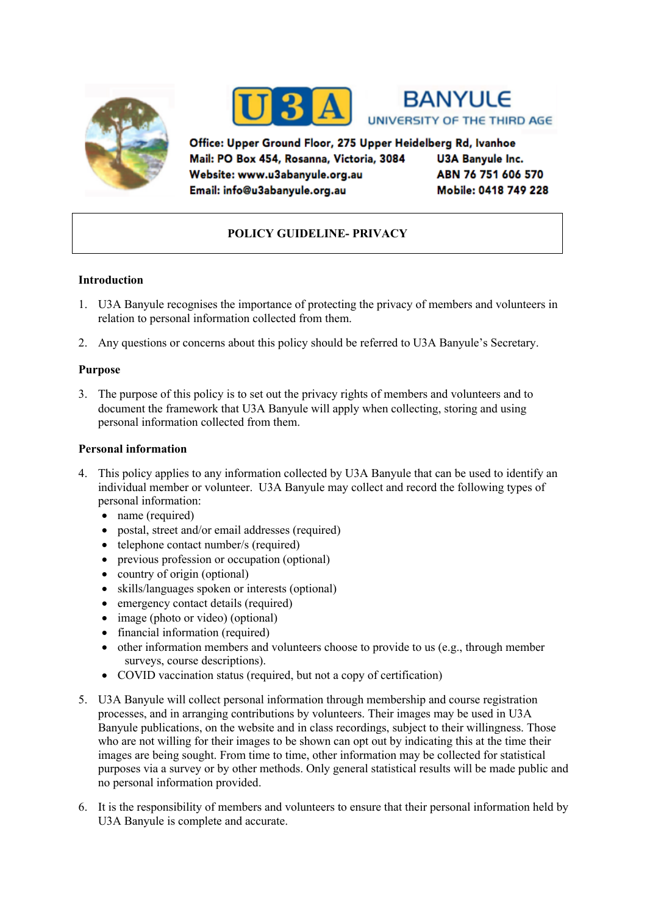U3A BANYULE
UNIVERSITY OF THE THIRD AGE

Office: Upper Ground Floor, 275 Upper Heidelberg Rd, Ivanhoe
Mail: PO Box 454, Rosanna, Victoria, 3084
Website: www.u3abanyule.org.au
Email: info@u3abanyule.org.au

U3A Banyule Inc.
ABN 76 751 606 570
Mobile: 0418 749 228

# POLICY GUIDELINE- PRIVACY

## Introduction

1. U3A Banyule recognises the importance of protecting the privacy of members and volunteers in relation to personal information collected from them.

2. Any questions or concerns about this policy should be referred to U3A Banyule's Secretary.

## Purpose

3. The purpose of this policy is to set out the privacy rights of members and volunteers and to document the framework that U3A Banyule will apply when collecting, storing and using personal information collected from them.

## Personal information

4. This policy applies to any information collected by U3A Banyule that can be used to identify an individual member or volunteer. U3A Banyule may collect and record the following types of personal information:
   - name (required)
   - postal, street and/or email addresses (required)
   - telephone contact number/s (required)
   - previous profession or occupation (optional)
   - country of origin (optional)
   - skills/languages spoken or interests (optional)
   - emergency contact details (required)
   - image (photo or video) (optional)
   - financial information (required)
   - other information members and volunteers choose to provide to us (e.g., through member surveys, course descriptions).
   - COVID vaccination status (required, but not a copy of certification)

5. U3A Banyule will collect personal information through membership and course registration processes, and in arranging contributions by volunteers. Their images may be used in U3A Banyule publications, on the website and in class recordings, subject to their willingness. Those who are not willing for their images to be shown can opt out by indicating this at the time their images are being sought. From time to time, other information may be collected for statistical purposes via a survey or by other methods. Only general statistical results will be made public and no personal information provided.

6. It is the responsibility of members and volunteers to ensure that their personal information held by U3A Banyule is complete and accurate.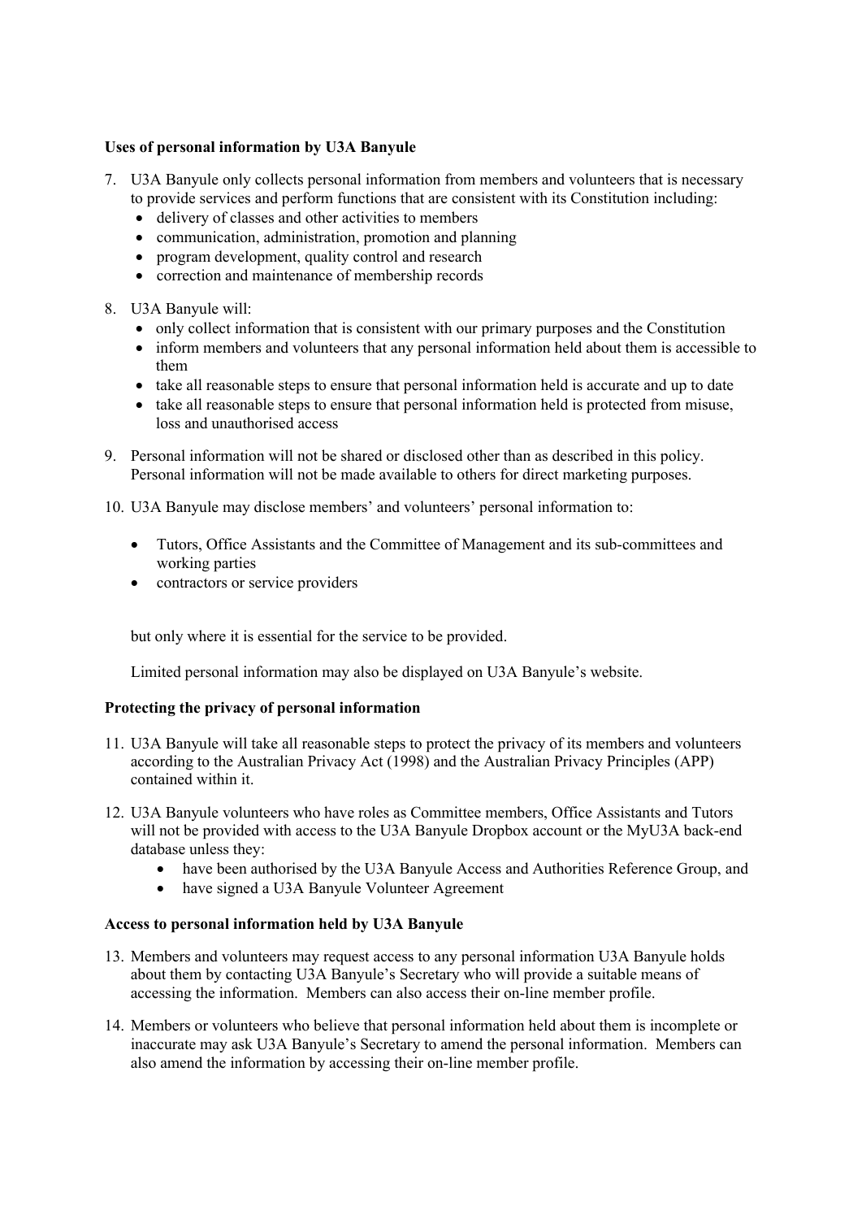**Uses of personal information by U3A Banyule**

7. U3A Banyule only collects personal information from members and volunteers that is necessary to provide services and perform functions that are consistent with its Constitution including:
    - delivery of classes and other activities to members
    - communication, administration, promotion and planning
    - program development, quality control and research
    - correction and maintenance of membership records

8. U3A Banyule will:
    - only collect information that is consistent with our primary purposes and the Constitution
    - inform members and volunteers that any personal information held about them is accessible to them
    - take all reasonable steps to ensure that personal information held is accurate and up to date
    - take all reasonable steps to ensure that personal information held is protected from misuse, loss and unauthorised access

9. Personal information will not be shared or disclosed other than as described in this policy. Personal information will not be made available to others for direct marketing purposes.

10. U3A Banyule may disclose members' and volunteers' personal information to:

    - Tutors, Office Assistants and the Committee of Management and its sub-committees and working parties
    - contractors or service providers

    but only where it is essential for the service to be provided.

    Limited personal information may also be displayed on U3A Banyule's website.

**Protecting the privacy of personal information**

11. U3A Banyule will take all reasonable steps to protect the privacy of its members and volunteers according to the Australian Privacy Act (1998) and the Australian Privacy Principles (APP) contained within it.

12. U3A Banyule volunteers who have roles as Committee members, Office Assistants and Tutors will not be provided with access to the U3A Banyule Dropbox account or the MyU3A back-end database unless they:
    - have been authorised by the U3A Banyule Access and Authorities Reference Group, and
    - have signed a U3A Banyule Volunteer Agreement

**Access to personal information held by U3A Banyule**

13. Members and volunteers may request access to any personal information U3A Banyule holds about them by contacting U3A Banyule's Secretary who will provide a suitable means of accessing the information. Members can also access their on-line member profile.

14. Members or volunteers who believe that personal information held about them is incomplete or inaccurate may ask U3A Banyule's Secretary to amend the personal information. Members can also amend the information by accessing their on-line member profile.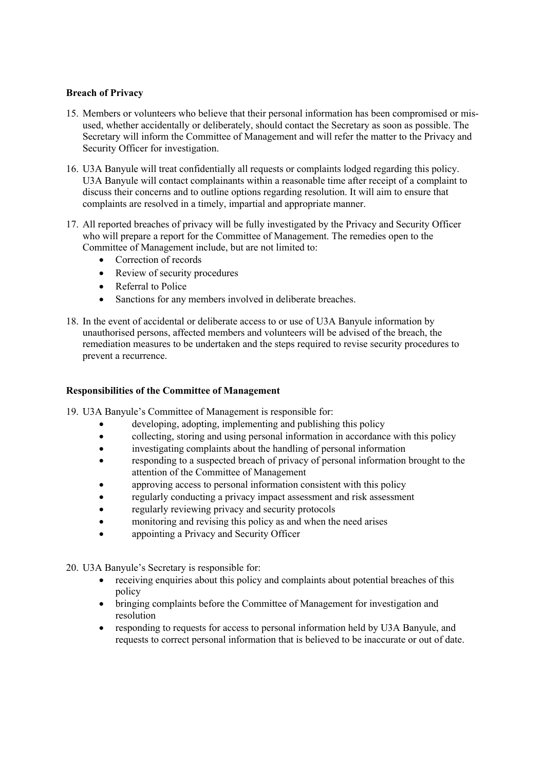**Breach of Privacy**

15. Members or volunteers who believe that their personal information has been compromised or mis-used, whether accidentally or deliberately, should contact the Secretary as soon as possible. The Secretary will inform the Committee of Management and will refer the matter to the Privacy and Security Officer for investigation.

16. U3A Banyule will treat confidentially all requests or complaints lodged regarding this policy. U3A Banyule will contact complainants within a reasonable time after receipt of a complaint to discuss their concerns and to outline options regarding resolution. It will aim to ensure that complaints are resolved in a timely, impartial and appropriate manner.

17. All reported breaches of privacy will be fully investigated by the Privacy and Security Officer who will prepare a report for the Committee of Management. The remedies open to the Committee of Management include, but are not limited to:
    - Correction of records
    - Review of security procedures
    - Referral to Police
    - Sanctions for any members involved in deliberate breaches.

18. In the event of accidental or deliberate access to or use of U3A Banyule information by unauthorised persons, affected members and volunteers will be advised of the breach, the remediation measures to be undertaken and the steps required to revise security procedures to prevent a recurrence.

**Responsibilities of the Committee of Management**

19. U3A Banyule's Committee of Management is responsible for:
    - developing, adopting, implementing and publishing this policy
    - collecting, storing and using personal information in accordance with this policy
    - investigating complaints about the handling of personal information
    - responding to a suspected breach of privacy of personal information brought to the attention of the Committee of Management
    - approving access to personal information consistent with this policy
    - regularly conducting a privacy impact assessment and risk assessment
    - regularly reviewing privacy and security protocols
    - monitoring and revising this policy as and when the need arises
    - appointing a Privacy and Security Officer

20. U3A Banyule's Secretary is responsible for:
    - receiving enquiries about this policy and complaints about potential breaches of this policy
    - bringing complaints before the Committee of Management for investigation and resolution
    - responding to requests for access to personal information held by U3A Banyule, and requests to correct personal information that is believed to be inaccurate or out of date.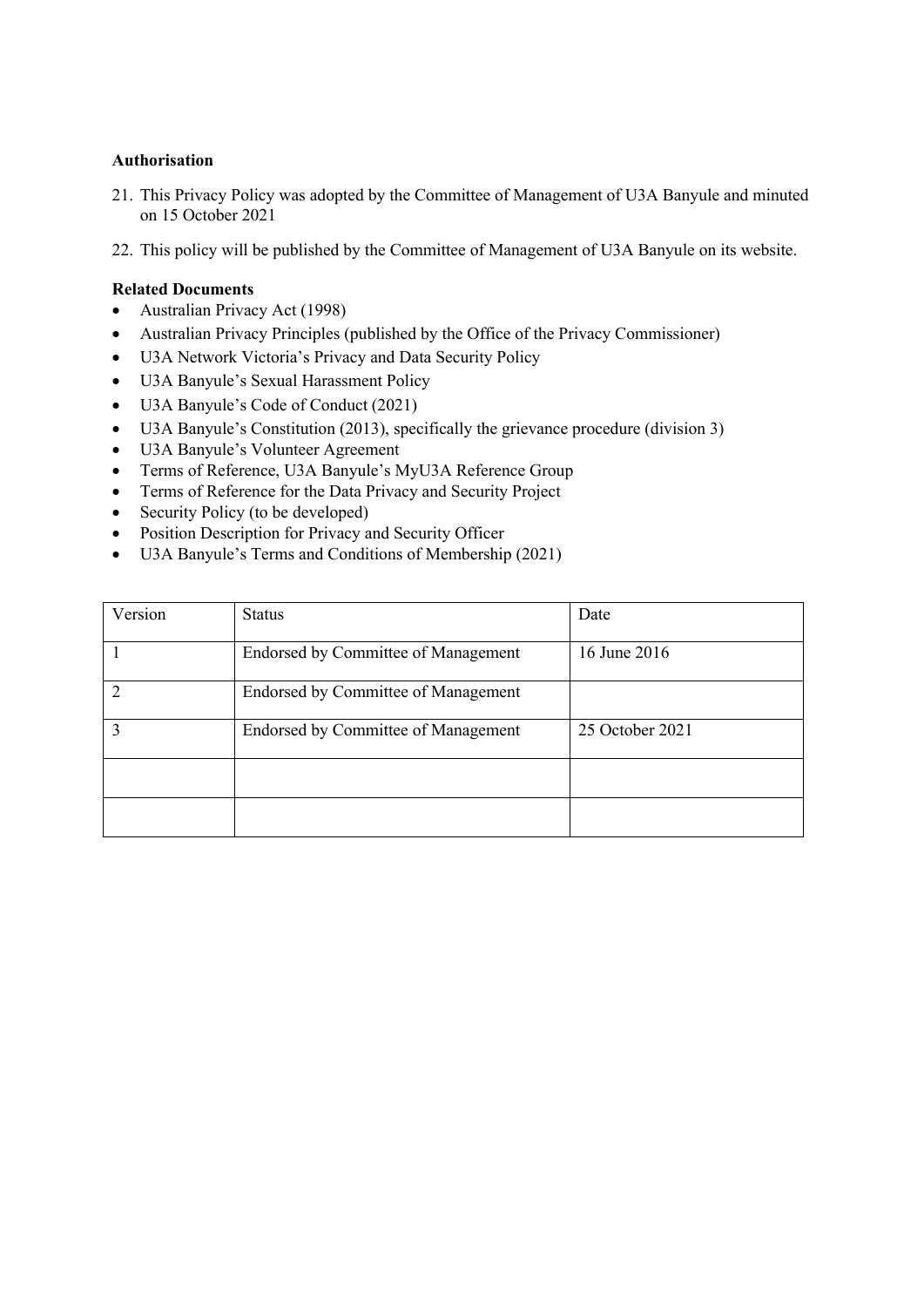**Authorisation**

21. This Privacy Policy was adopted by the Committee of Management of U3A Banyule and minuted on 15 October 2021
22. This policy will be published by the Committee of Management of U3A Banyule on its website.

**Related Documents**

- Australian Privacy Act (1998)
- Australian Privacy Principles (published by the Office of the Privacy Commissioner)
- U3A Network Victoria's Privacy and Data Security Policy
- U3A Banyule's Sexual Harassment Policy
- U3A Banyule's Code of Conduct (2021)
- U3A Banyule's Constitution (2013), specifically the grievance procedure (division 3)
- U3A Banyule's Volunteer Agreement
- Terms of Reference, U3A Banyule's MyU3A Reference Group
- Terms of Reference for the Data Privacy and Security Project
- Security Policy (to be developed)
- Position Description for Privacy and Security Officer
- U3A Banyule's Terms and Conditions of Membership (2021)

| Version | Status | Date |
|---|---|---|
| 1 | Endorsed by Committee of Management | 16 June 2016 |
| 2 | Endorsed by Committee of Management | |
| 3 | Endorsed by Committee of Management | 25 October 2021 |
| | | |
| | | |